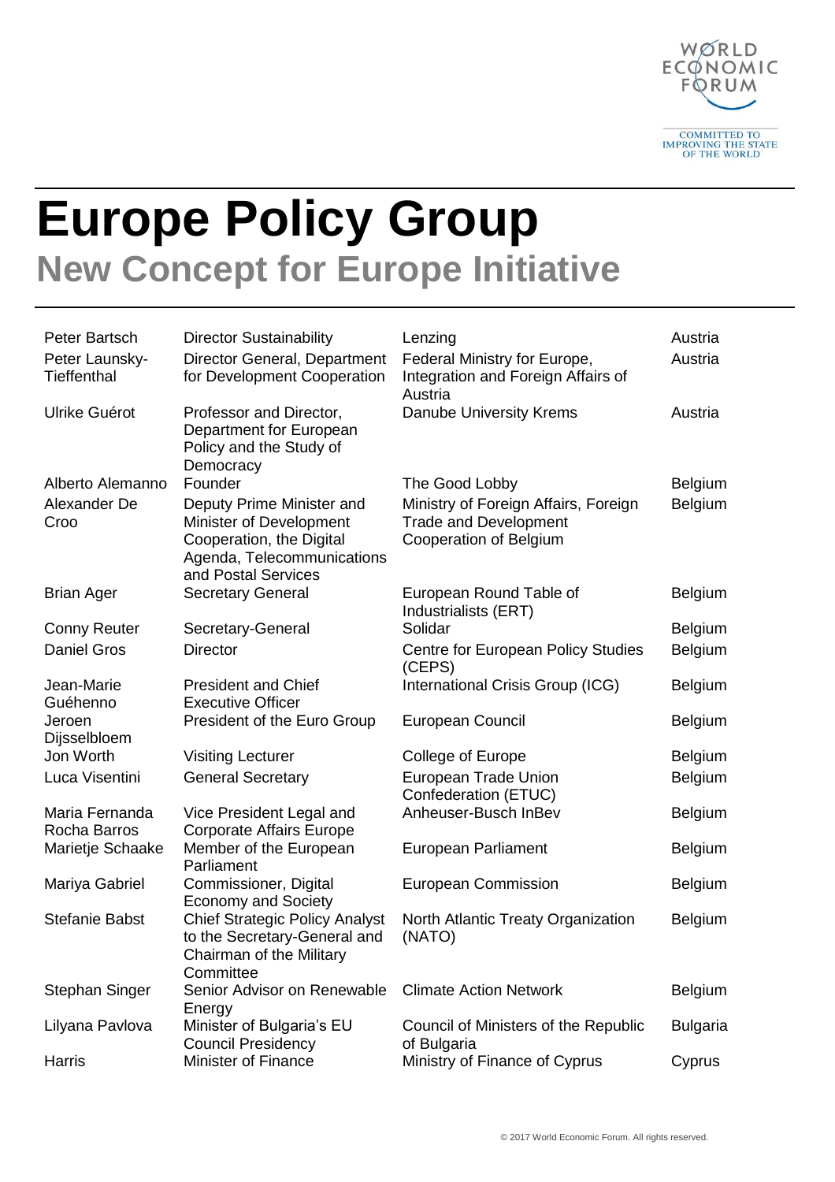# Europe Policy Group

## New Concept for Europe Initiative

| | | | |
|---|---|---|---|
| Peter Bartsch | Director Sustainability | Lenzing | Austria |
| Peter Launsky-Tieffenthal | Director General, Department for Development Cooperation | Federal Ministry for Europe, Integration and Foreign Affairs of Austria | Austria |
| Ulrike Guérot | Professor and Director, Department for European Policy and the Study of Democracy | Danube University Krems | Austria |
| Alberto Alemanno | Founder | The Good Lobby | Belgium |
| Alexander De Croo | Deputy Prime Minister and Minister of Development Cooperation, the Digital Agenda, Telecommunications and Postal Services | Ministry of Foreign Affairs, Foreign Trade and Development Cooperation of Belgium | Belgium |
| Brian Ager | Secretary General | European Round Table of Industrialists (ERT) | Belgium |
| Conny Reuter | Secretary-General | Solidar | Belgium |
| Daniel Gros | Director | Centre for European Policy Studies (CEPS) | Belgium |
| Jean-Marie Guéhenno | President and Chief Executive Officer | International Crisis Group (ICG) | Belgium |
| Jeroen Dijsselbloem | President of the Euro Group | European Council | Belgium |
| Jon Worth | Visiting Lecturer | College of Europe | Belgium |
| Luca Visentini | General Secretary | European Trade Union Confederation (ETUC) | Belgium |
| Maria Fernanda Rocha Barros | Vice President Legal and Corporate Affairs Europe | Anheuser-Busch InBev | Belgium |
| Marietje Schaake | Member of the European Parliament | European Parliament | Belgium |
| Mariya Gabriel | Commissioner, Digital Economy and Society | European Commission | Belgium |
| Stefanie Babst | Chief Strategic Policy Analyst to the Secretary-General and Chairman of the Military Committee | North Atlantic Treaty Organization (NATO) | Belgium |
| Stephan Singer | Senior Advisor on Renewable Energy | Climate Action Network | Belgium |
| Lilyana Pavlova | Minister of Bulgaria's EU Council Presidency | Council of Ministers of the Republic of Bulgaria | Bulgaria |
| Harris | Minister of Finance | Ministry of Finance of Cyprus | Cyprus |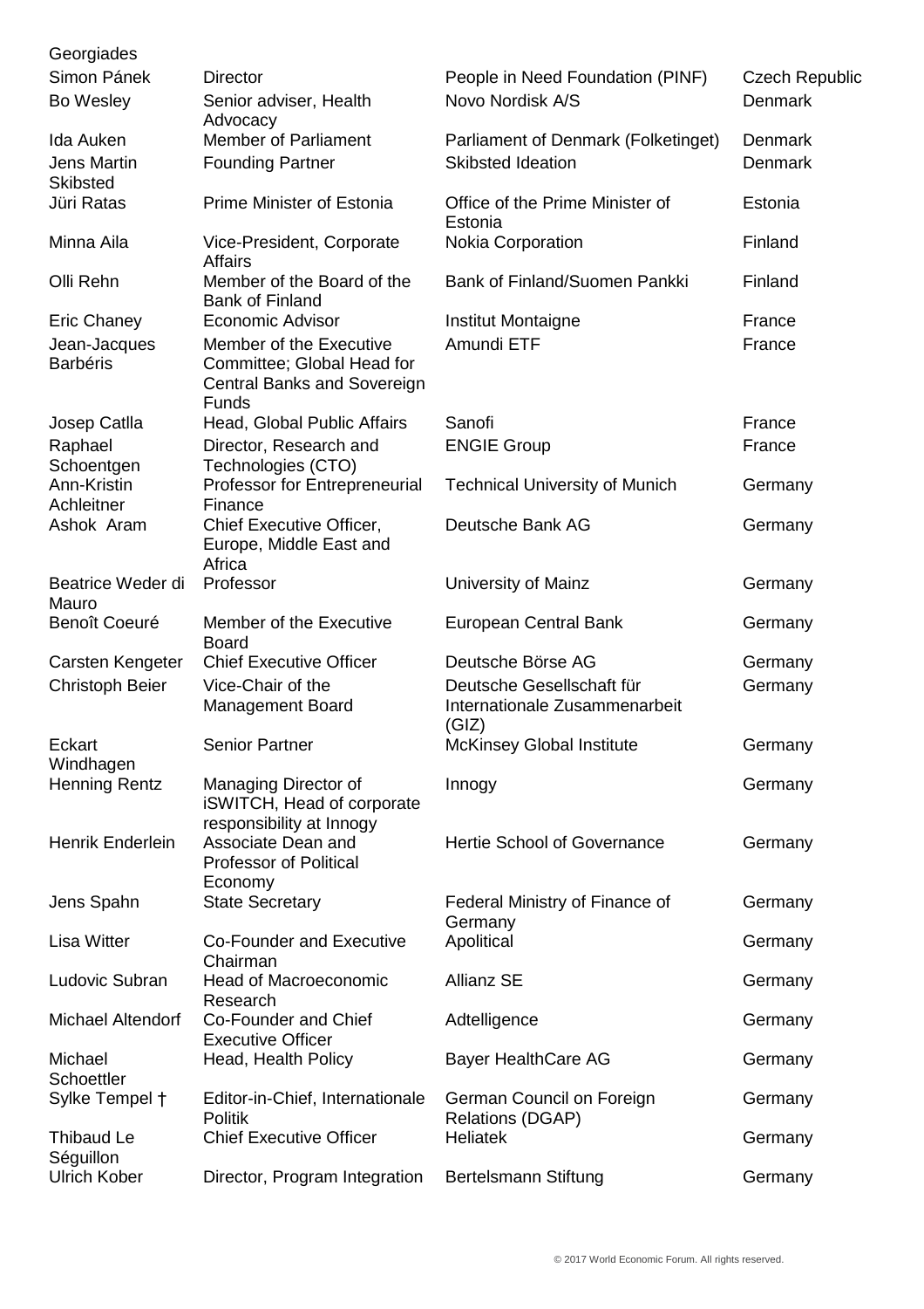| | | | |
|---|---|---|---|
| Georgiades | | | |
| Simon Pánek | Director | People in Need Foundation (PINF) | Czech Republic |
| Bo Wesley | Senior adviser, Health Advocacy | Novo Nordisk A/S | Denmark |
| Ida Auken | Member of Parliament | Parliament of Denmark (Folketinget) | Denmark |
| Jens Martin Skibsted | Founding Partner | Skibsted Ideation | Denmark |
| Jüri Ratas | Prime Minister of Estonia | Office of the Prime Minister of Estonia | Estonia |
| Minna Aila | Vice-President, Corporate Affairs | Nokia Corporation | Finland |
| Olli Rehn | Member of the Board of the Bank of Finland | Bank of Finland/Suomen Pankki | Finland |
| Eric Chaney | Economic Advisor | Institut Montaigne | France |
| Jean-Jacques Barbéris | Member of the Executive Committee; Global Head for Central Banks and Sovereign Funds | Amundi ETF | France |
| Josep Catlla | Head, Global Public Affairs | Sanofi | France |
| Raphael Schoentgen | Director, Research and Technologies (CTO) | ENGIE Group | France |
| Ann-Kristin Achleitner | Professor for Entrepreneurial Finance | Technical University of Munich | Germany |
| Ashok Aram | Chief Executive Officer, Europe, Middle East and Africa | Deutsche Bank AG | Germany |
| Beatrice Weder di Mauro | Professor | University of Mainz | Germany |
| Benoît Coeuré | Member of the Executive Board | European Central Bank | Germany |
| Carsten Kengeter | Chief Executive Officer | Deutsche Börse AG | Germany |
| Christoph Beier | Vice-Chair of the Management Board | Deutsche Gesellschaft für Internationale Zusammenarbeit (GIZ) | Germany |
| Eckart Windhagen | Senior Partner | McKinsey Global Institute | Germany |
| Henning Rentz | Managing Director of iSWITCH, Head of corporate responsibility at Innogy | Innogy | Germany |
| Henrik Enderlein | Associate Dean and Professor of Political Economy | Hertie School of Governance | Germany |
| Jens Spahn | State Secretary | Federal Ministry of Finance of Germany | Germany |
| Lisa Witter | Co-Founder and Executive Chairman | Apolitical | Germany |
| Ludovic Subran | Head of Macroeconomic Research | Allianz SE | Germany |
| Michael Altendorf | Co-Founder and Chief Executive Officer | Adtelligence | Germany |
| Michael Schoettler | Head, Health Policy | Bayer HealthCare AG | Germany |
| Sylke Tempel † | Editor-in-Chief, Internationale Politik | German Council on Foreign Relations (DGAP) | Germany |
| Thibaud Le Séguillon | Chief Executive Officer | Heliatek | Germany |
| Ulrich Kober | Director, Program Integration | Bertelsmann Stiftung | Germany |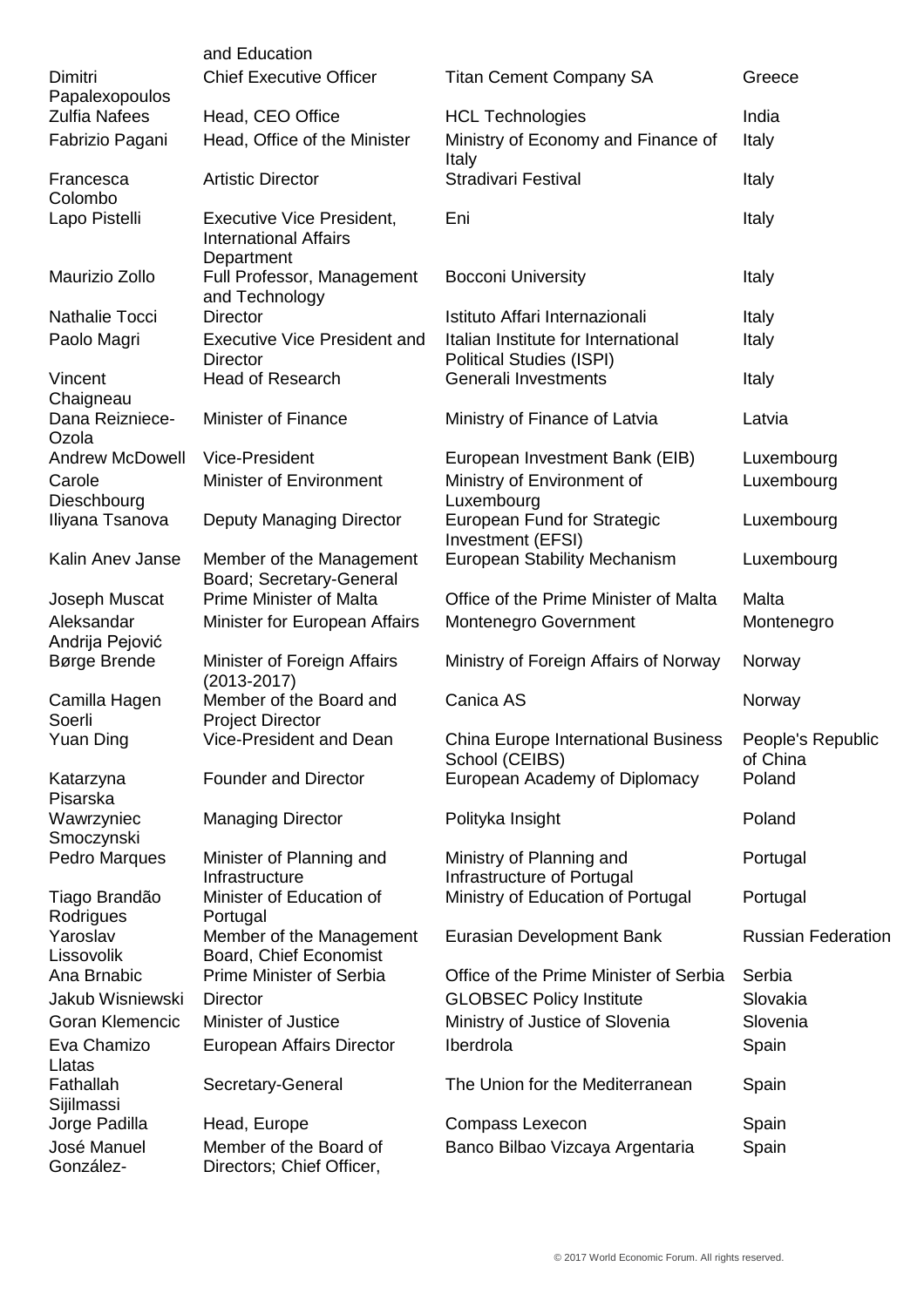| | and Education | | |
|---|---|---|---|
| Dimitri Papalexopoulos | Chief Executive Officer | Titan Cement Company SA | Greece |
| Zulfia Nafees | Head, CEO Office | HCL Technologies | India |
| Fabrizio Pagani | Head, Office of the Minister | Ministry of Economy and Finance of Italy | Italy |
| Francesca Colombo | Artistic Director | Stradivari Festival | Italy |
| Lapo Pistelli | Executive Vice President, International Affairs Department | Eni | Italy |
| Maurizio Zollo | Full Professor, Management and Technology | Bocconi University | Italy |
| Nathalie Tocci | Director | Istituto Affari Internazionali | Italy |
| Paolo Magri | Executive Vice President and Director | Italian Institute for International Political Studies (ISPI) | Italy |
| Vincent Chaigneau | Head of Research | Generali Investments | Italy |
| Dana Reizniece-Ozola | Minister of Finance | Ministry of Finance of Latvia | Latvia |
| Andrew McDowell | Vice-President | European Investment Bank (EIB) | Luxembourg |
| Carole Dieschbourg | Minister of Environment | Ministry of Environment of Luxembourg | Luxembourg |
| Iliyana Tsanova | Deputy Managing Director | European Fund for Strategic Investment (EFSI) | Luxembourg |
| Kalin Anev Janse | Member of the Management Board; Secretary-General | European Stability Mechanism | Luxembourg |
| Joseph Muscat | Prime Minister of Malta | Office of the Prime Minister of Malta | Malta |
| Aleksandar Andrija Pejović | Minister for European Affairs | Montenegro Government | Montenegro |
| Børge Brende | Minister of Foreign Affairs (2013-2017) | Ministry of Foreign Affairs of Norway | Norway |
| Camilla Hagen Soerli | Member of the Board and Project Director | Canica AS | Norway |
| Yuan Ding | Vice-President and Dean | China Europe International Business School (CEIBS) | People's Republic of China |
| Katarzyna Pisarska | Founder and Director | European Academy of Diplomacy | Poland |
| Wawrzyniec Smoczynski | Managing Director | Polityka Insight | Poland |
| Pedro Marques | Minister of Planning and Infrastructure | Ministry of Planning and Infrastructure of Portugal | Portugal |
| Tiago Brandão Rodrigues | Minister of Education of Portugal | Ministry of Education of Portugal | Portugal |
| Yaroslav Lissovolik | Member of the Management Board, Chief Economist | Eurasian Development Bank | Russian Federation |
| Ana Brnabic | Prime Minister of Serbia | Office of the Prime Minister of Serbia | Serbia |
| Jakub Wisniewski | Director | GLOBSEC Policy Institute | Slovakia |
| Goran Klemencic | Minister of Justice | Ministry of Justice of Slovenia | Slovenia |
| Eva Chamizo Llatas | European Affairs Director | Iberdrola | Spain |
| Fathallah Sijilmassi | Secretary-General | The Union for the Mediterranean | Spain |
| Jorge Padilla | Head, Europe | Compass Lexecon | Spain |
| José Manuel González- | Member of the Board of Directors; Chief Officer, | Banco Bilbao Vizcaya Argentaria | Spain |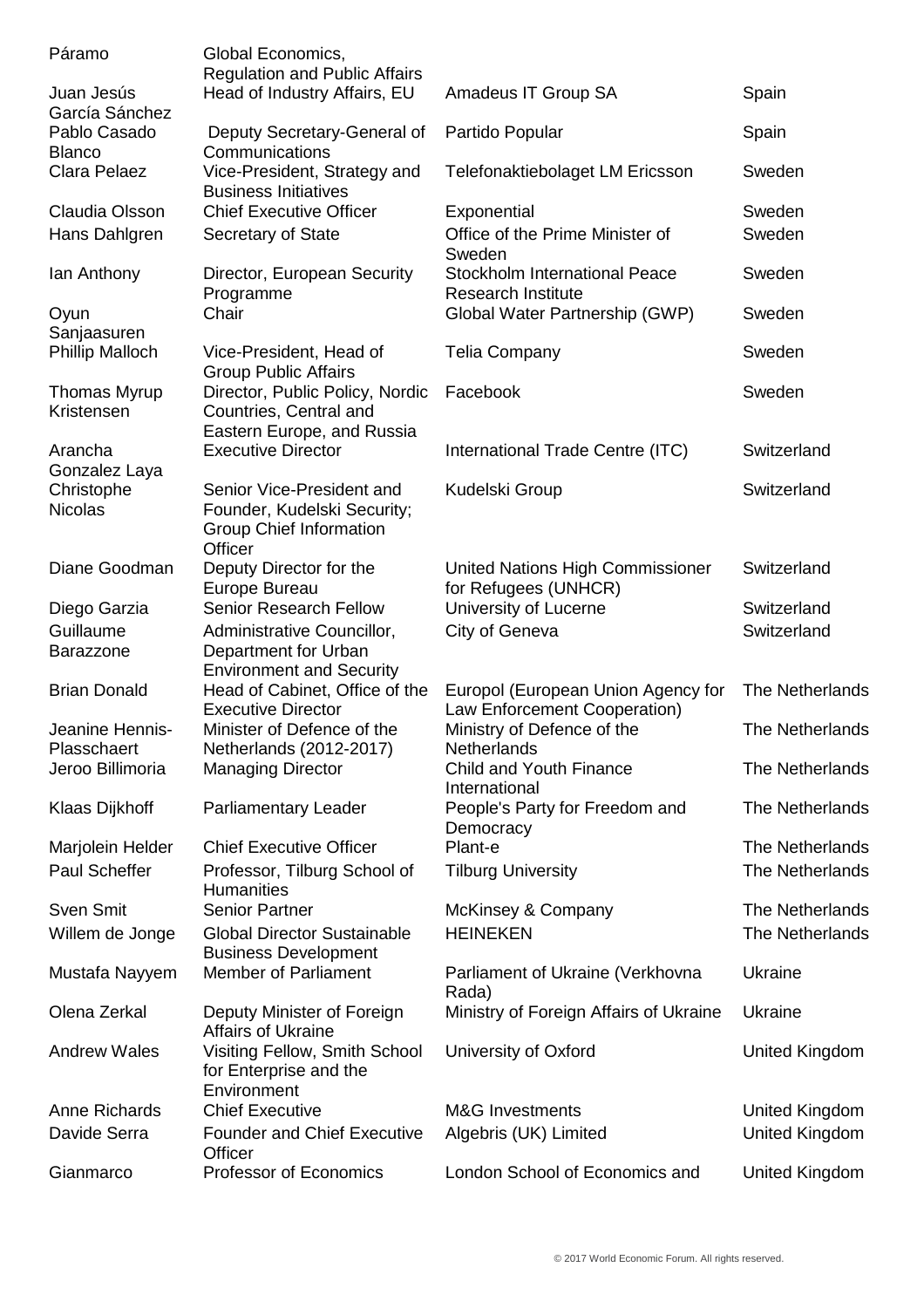| | | | |
|---|---|---|---|
| Páramo | Global Economics, Regulation and Public Affairs | | |
| Juan Jesús García Sánchez | Head of Industry Affairs, EU | Amadeus IT Group SA | Spain |
| Pablo Casado Blanco | Deputy Secretary-General of Communications | Partido Popular | Spain |
| Clara Pelaez | Vice-President, Strategy and Business Initiatives | Telefonaktiebolaget LM Ericsson | Sweden |
| Claudia Olsson | Chief Executive Officer | Exponential | Sweden |
| Hans Dahlgren | Secretary of State | Office of the Prime Minister of Sweden | Sweden |
| Ian Anthony | Director, European Security Programme | Stockholm International Peace Research Institute | Sweden |
| Oyun Sanjaasuren | Chair | Global Water Partnership (GWP) | Sweden |
| Phillip Malloch | Vice-President, Head of Group Public Affairs | Telia Company | Sweden |
| Thomas Myrup Kristensen | Director, Public Policy, Nordic Countries, Central and Eastern Europe, and Russia | Facebook | Sweden |
| Arancha Gonzalez Laya | Executive Director | International Trade Centre (ITC) | Switzerland |
| Christophe Nicolas | Senior Vice-President and Founder, Kudelski Security; Group Chief Information Officer | Kudelski Group | Switzerland |
| Diane Goodman | Deputy Director for the Europe Bureau | United Nations High Commissioner for Refugees (UNHCR) | Switzerland |
| Diego Garzia | Senior Research Fellow | University of Lucerne | Switzerland |
| Guillaume Barazzone | Administrative Councillor, Department for Urban Environment and Security | City of Geneva | Switzerland |
| Brian Donald | Head of Cabinet, Office of the Executive Director | Europol (European Union Agency for Law Enforcement Cooperation) | The Netherlands |
| Jeanine Hennis-Plasschaert | Minister of Defence of the Netherlands (2012-2017) | Ministry of Defence of the Netherlands | The Netherlands |
| Jeroo Billimoria | Managing Director | Child and Youth Finance International | The Netherlands |
| Klaas Dijkhoff | Parliamentary Leader | People's Party for Freedom and Democracy | The Netherlands |
| Marjolein Helder | Chief Executive Officer | Plant-e | The Netherlands |
| Paul Scheffer | Professor, Tilburg School of Humanities | Tilburg University | The Netherlands |
| Sven Smit | Senior Partner | McKinsey & Company | The Netherlands |
| Willem de Jonge | Global Director Sustainable Business Development | HEINEKEN | The Netherlands |
| Mustafa Nayyem | Member of Parliament | Parliament of Ukraine (Verkhovna Rada) | Ukraine |
| Olena Zerkal | Deputy Minister of Foreign Affairs of Ukraine | Ministry of Foreign Affairs of Ukraine | Ukraine |
| Andrew Wales | Visiting Fellow, Smith School for Enterprise and the Environment | University of Oxford | United Kingdom |
| Anne Richards | Chief Executive | M&G Investments | United Kingdom |
| Davide Serra | Founder and Chief Executive Officer | Algebris (UK) Limited | United Kingdom |
| Gianmarco | Professor of Economics | London School of Economics and | United Kingdom |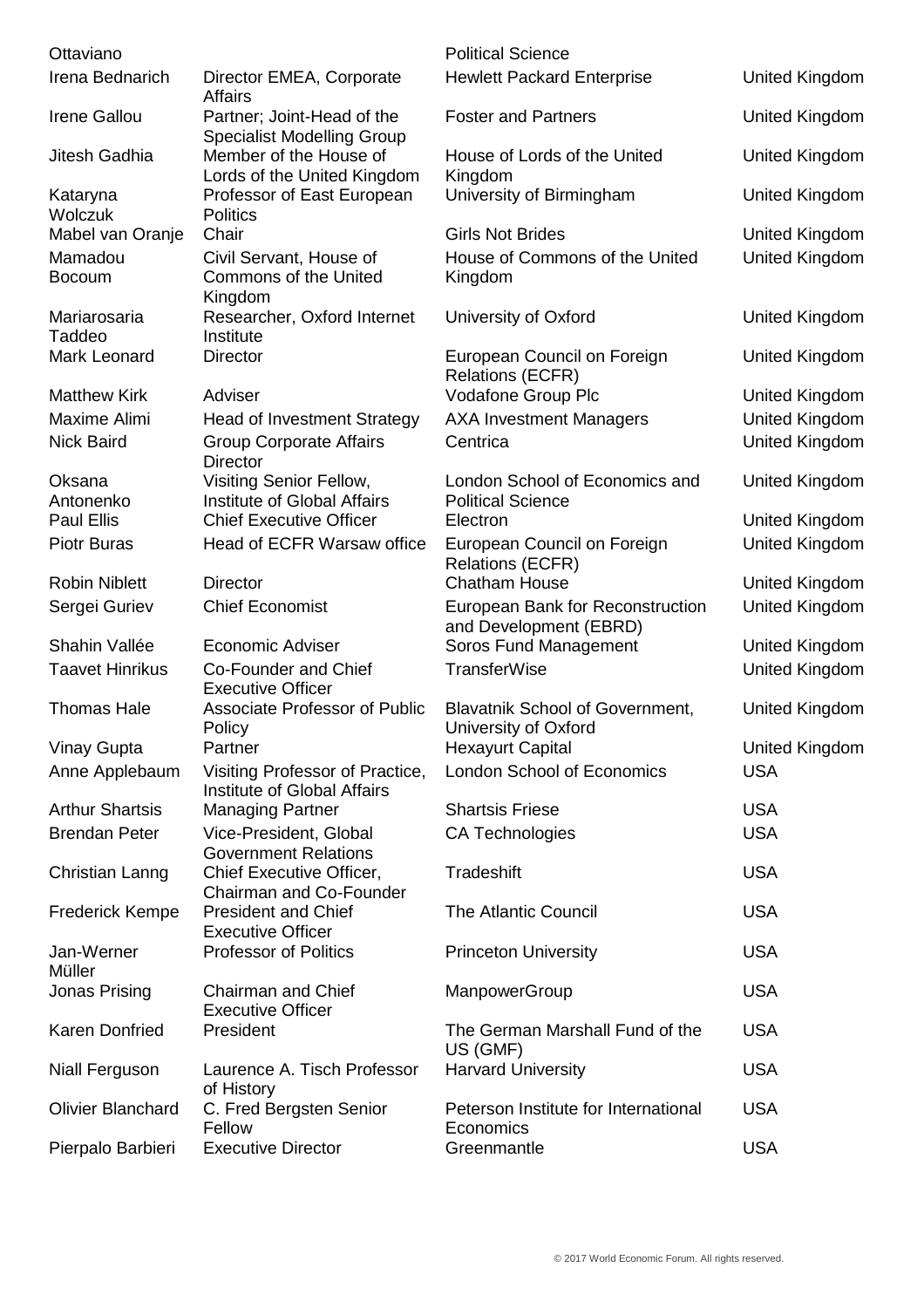| | | | |
|---|---|---|---|
| Ottaviano | | Political Science | |
| Irena Bednarich | Director EMEA, Corporate Affairs | Hewlett Packard Enterprise | United Kingdom |
| Irene Gallou | Partner; Joint-Head of the Specialist Modelling Group | Foster and Partners | United Kingdom |
| Jitesh Gadhia | Member of the House of Lords of the United Kingdom | House of Lords of the United Kingdom | United Kingdom |
| Kataryna Wolczuk | Professor of East European Politics | University of Birmingham | United Kingdom |
| Mabel van Oranje | Chair | Girls Not Brides | United Kingdom |
| Mamadou Bocoum | Civil Servant, House of Commons of the United Kingdom | House of Commons of the United Kingdom | United Kingdom |
| Mariarosaria Taddeo | Researcher, Oxford Internet Institute | University of Oxford | United Kingdom |
| Mark Leonard | Director | European Council on Foreign Relations (ECFR) | United Kingdom |
| Matthew Kirk | Adviser | Vodafone Group Plc | United Kingdom |
| Maxime Alimi | Head of Investment Strategy | AXA Investment Managers | United Kingdom |
| Nick Baird | Group Corporate Affairs Director | Centrica | United Kingdom |
| Oksana Antonenko | Visiting Senior Fellow, Institute of Global Affairs | London School of Economics and Political Science | United Kingdom |
| Paul Ellis | Chief Executive Officer | Electron | United Kingdom |
| Piotr Buras | Head of ECFR Warsaw office | European Council on Foreign Relations (ECFR) | United Kingdom |
| Robin Niblett | Director | Chatham House | United Kingdom |
| Sergei Guriev | Chief Economist | European Bank for Reconstruction and Development (EBRD) | United Kingdom |
| Shahin Vallée | Economic Adviser | Soros Fund Management | United Kingdom |
| Taavet Hinrikus | Co-Founder and Chief Executive Officer | TransferWise | United Kingdom |
| Thomas Hale | Associate Professor of Public Policy | Blavatnik School of Government, University of Oxford | United Kingdom |
| Vinay Gupta | Partner | Hexayurt Capital | United Kingdom |
| Anne Applebaum | Visiting Professor of Practice, Institute of Global Affairs | London School of Economics | USA |
| Arthur Shartsis | Managing Partner | Shartsis Friese | USA |
| Brendan Peter | Vice-President, Global Government Relations | CA Technologies | USA |
| Christian Lanng | Chief Executive Officer, Chairman and Co-Founder | Tradeshift | USA |
| Frederick Kempe | President and Chief Executive Officer | The Atlantic Council | USA |
| Jan-Werner Müller | Professor of Politics | Princeton University | USA |
| Jonas Prising | Chairman and Chief Executive Officer | ManpowerGroup | USA |
| Karen Donfried | President | The German Marshall Fund of the US (GMF) | USA |
| Niall Ferguson | Laurence A. Tisch Professor of History | Harvard University | USA |
| Olivier Blanchard | C. Fred Bergsten Senior Fellow | Peterson Institute for International Economics | USA |
| Pierpalo Barbieri | Executive Director | Greenmantle | USA |

© 2017 World Economic Forum. All rights reserved.